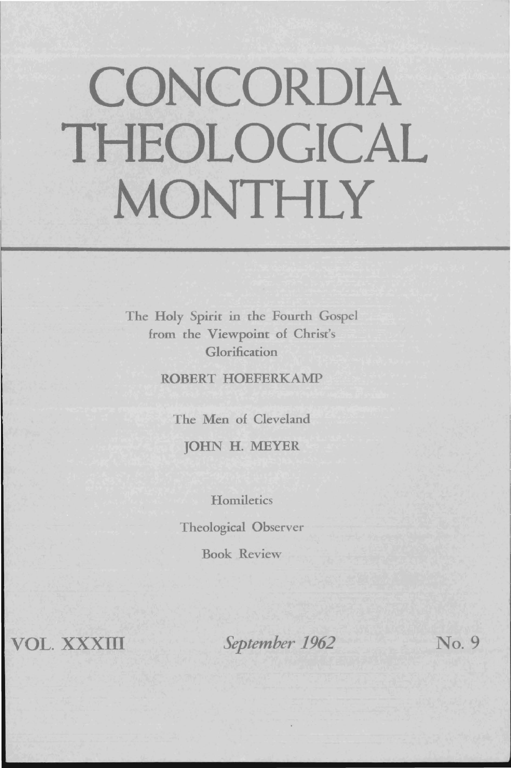# CONCORDIA THEOLOGICAL MONTHLY

The Holy Spirit in the Fourth Gospel from the Viewpoint of Christ's Glorification

ROBERT HOEFERKAMP

The Men of Cleveland

JOHN H. MEYER

Homiletics

Theological Observer

Book Review

VOL. XXXIII *September 1962* No. 9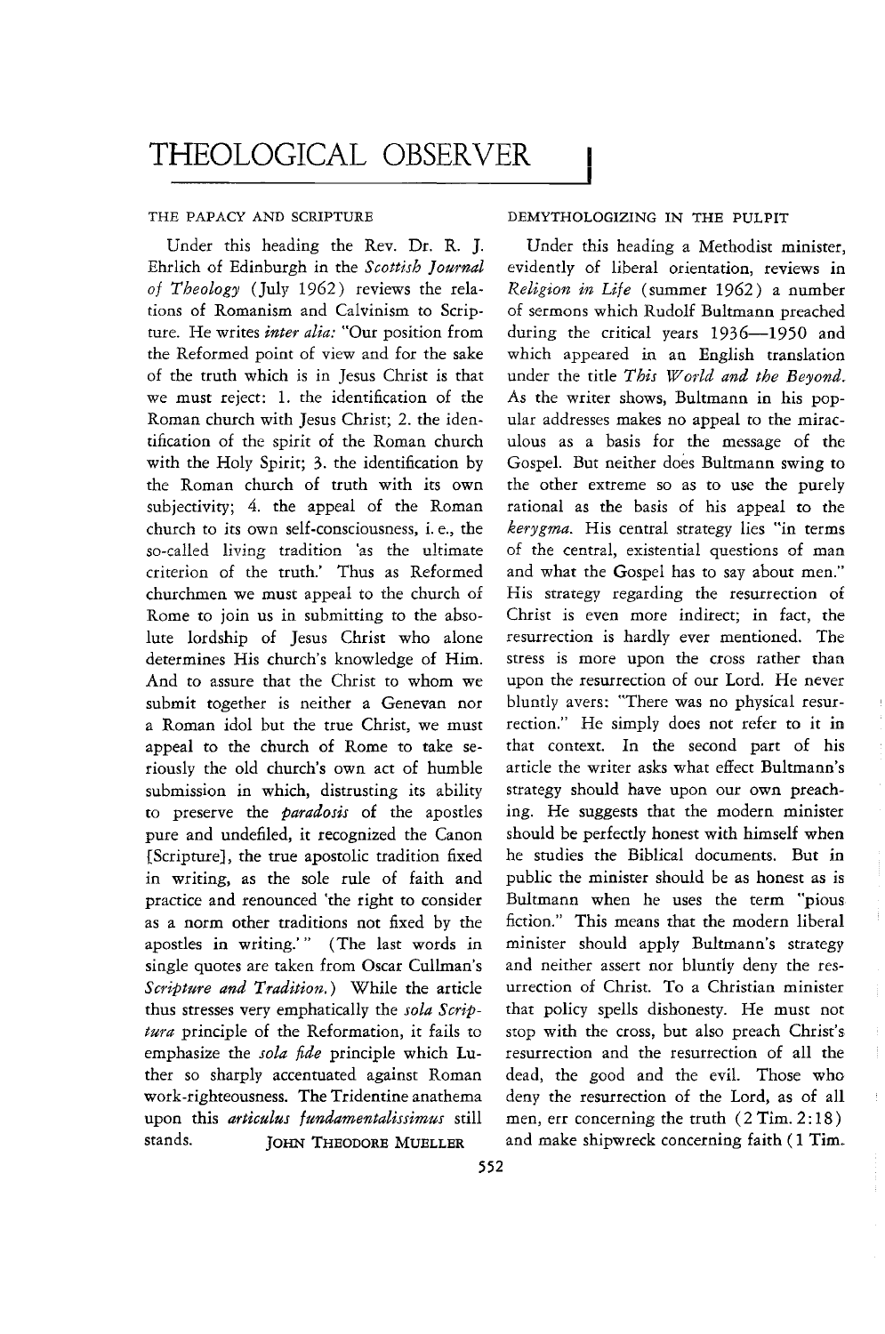# THEOLOGICAL OBSERVER

## THE PAPACY AND SCRIPTURE

Under this heading the Rev. Dr. R. J. Ehrlich of Edinburgh in the *Scottish Journal of Theology* (July 1962) reviews the relations of Romanism and Calvinism to Scripture. He writes *inter alia:* "Our position from the Reformed point of view and for the sake of the truth which is in Jesus Christ is that we must reject: 1. the identification of the Roman church with Jesus Christ; 2. the identification of the spirit of the Roman church with the Holy Spirit; 3. the identification by the Roman church of truth with its own subjectivity; 4. the appeal of the Roman church to its own self-consciousness, i. e., the so-called living tradition 'as the ultimate criterion of the truth.' Thus as Reformed churchmen we must appeal to the church of Rome to join us in submitting to the absolute lordship of Jesus Christ who alone determines His church's knowledge of Him. And to assure that the Christ to whom we submit together is neither a Genevan nor a Roman idol but the true Christ, we must appeal to the church of Rome to take seriously the old church's own act of humble submission in which, distrusting its ability to preserve the *paradosis* of the apostles pure and undefiled, it recognized the Canon [Scripture], the true apostolic tradition fixed in writing, as the sole rule of faith and practice and renounced 'the right to consider as a norm other traditions not fixed by the apostles in writing.'" (The last words in single quotes are taken from Oscar Cullman's *Scripture and Tradition.*) While the article thus stresses very emphatically the *sola Scriptura* principle of the Reformation, it fails to emphasize the *sola fide* principle which Luther so sharply accentuated against Roman work-righteousness. The Tridentine anathema upon this *articulus fundamentalissimus* still stands.

JOHN THEODORE MUELLER

## DEMYTHOLOGIZING IN THE PULPIT

Under this heading a Methodist minister, evidently of liberal orientation, reviews in *Religion in Life* (summer 1962) a number of sermons which Rudolf Bultmann preached during the critical years 1936—1950 and which appeared in an English translation under the title *This World and the Beyond.* As the writer shows, Bultmann in his popular addresses makes no appeal to the miraculous as a basis for the message of the Gospel. But neither does Bultmann swing to the other extreme so as to use the purely rational as the basis of his appeal to the *kerygma.* His central strategy lies "in terms of the central, existential questions of man and what the Gospel has to say about men." His strategy regarding the resurrection of Christ is even more indirect; in fact, the resurrection is hardly ever mentioned. The stress is more upon the cross rather than upon the resurrection of our Lord. He never bluntly avers: "There was no physical resurrection." He simply does not refer to it in that context. In the second part of his article the writer asks what effect Bultmann's strategy should have upon our own preaching. He suggests that the modern minister should be perfectly honest with himself when he studies the Biblical documents. But in public the minister should be as honest as is Bultmann when he uses the term "pious fiction." This means that the modern liberal minister should apply Bultmann's strategy and neither assert nor bluntly deny the resurrection of Christ. To a Christian minister that policy spells dishonesty. He must not stop with the cross, but also preach Christ's resurrection and the resurrection of all the dead, the good and the evil. Those who deny the resurrection of the Lord, as of all men, err concerning the truth (2 Tim. 2:18) and make shipwreck concerning faith (1 Tim.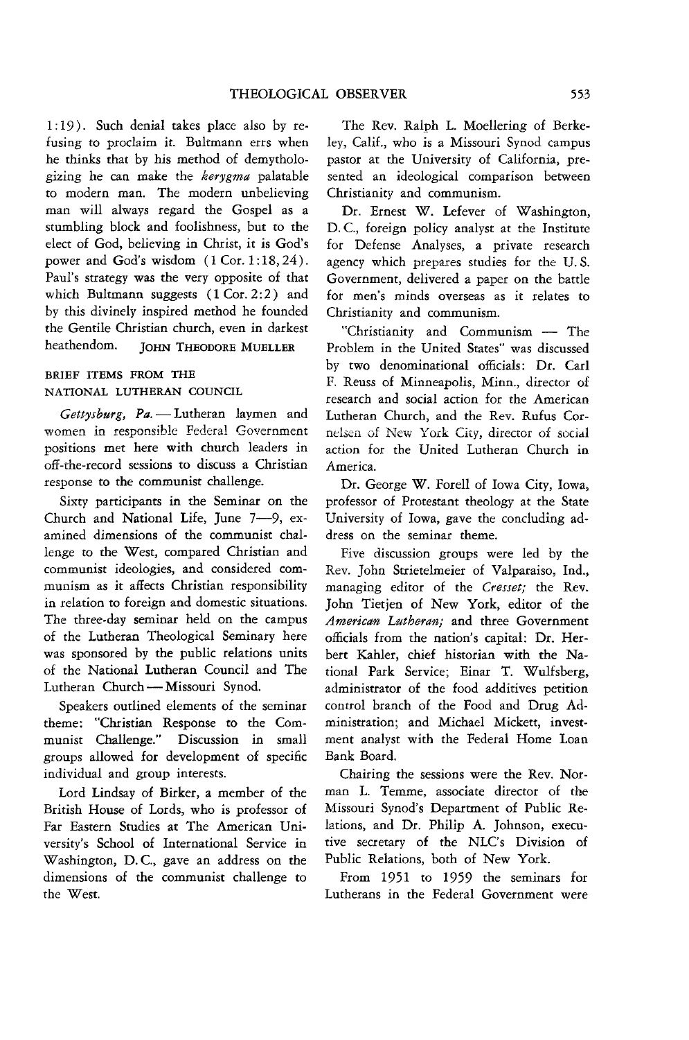1:19). Such denial takes place also by refusing to proclaim it. Bultmann errs when he thinks that by his method of demythologizing he can make the *kerygma* palatable to modern man. The modern unbelieving man will always regard the Gospel as a stumbling block and foolishness, but to the elect of God, believing in Christ, it is God's power and God's wisdom (1 Cor. 1:18, 24). Paul's strategy was the very opposite of that which Bultmann suggests (1 Cor. 2:2) and by this divinely inspired method he founded the Gentile Christian church, even in darkest heathendom. JOHN THEODORE MUELLER

## BRIEF ITEMS FROM THE NATIONAL LUTHERAN COUNCIL

*Gettysburg, Pa.* — Lutheran laymen and women in responsible Federal Government positions met here with church leaders in off-the-record sessions to discuss a Christian response to the communist challenge.

Sixty participants in the Seminar on the Church and National Life, June 7—9, examined dimensions of the communist challenge to the West, compared Christian and communist ideologies, and considered communism as it affects Christian responsibility in relation to foreign and domestic situations. The three-day seminar held on the campus of the Lutheran Theological Seminary here was sponsored by the public relations units of the National Lutheran Council and The Lutheran Church — Missouri Synod.

Speakers outlined elements of the seminar theme: "Christian Response to the Communist Challenge." Discussion in small groups allowed for development of specific individual and group interests.

Lord Lindsay of Birker, a member of the British House of Lords, who is professor of Far Eastern Studies at The American University's School of International Service in Washington, D. C., gave an address on the dimensions of the communist challenge to the West.

The Rev. Ralph L. Moellering of Berkeley, Calif., who is a Missouri Synod campus pastor at the University of California, presented an ideological comparison between Christianity and communism.

Dr. Ernest W. Lefever of Washington, D. C., foreign policy analyst at the Institute for Defense Analyses, a private research agency which prepares studies for the U. S. Government, delivered a paper on the battle for men's minds overseas as it relates to Christianity and communism.

"Christianity and Communism — The Problem in the United States" was discussed by two denominational officials: Dr. Carl F. Reuss of Minneapolis, Minn., director of research and social action for the American Lutheran Church, and the Rev. Rufus Cornelsen of New York City, director of social action for the United Lutheran Church in America.

Dr. George W. Forell of Iowa City, Iowa, professor of Protestant theology at the State University of Iowa, gave the concluding address on the seminar theme.

Five discussion groups were led by the Rev. John Strietelmeier of Valparaiso, Ind., managing editor of the *Cresset;* the Rev. John Tietjen of New York, editor of the *American Lutheran;* and three Government officials from the nation's capital: Dr. Herbert Kahler, chief historian with the National Park Service; Einar T. Wulfsberg, administrator of the food additives petition control branch of the Food and Drug Administration; and Michael Mickett, investment analyst with the Federal Home Loan Bank Board.

Chairing the sessions were the Rev. Norman L. Temme, associate director of the Missouri Synod's Department of Public Relations, and Dr. Philip A. Johnson, executive secretary of the NLC's Division of Public Relations, both of New York.

From 1951 to 1959 the seminars for Lutherans in the Federal Government were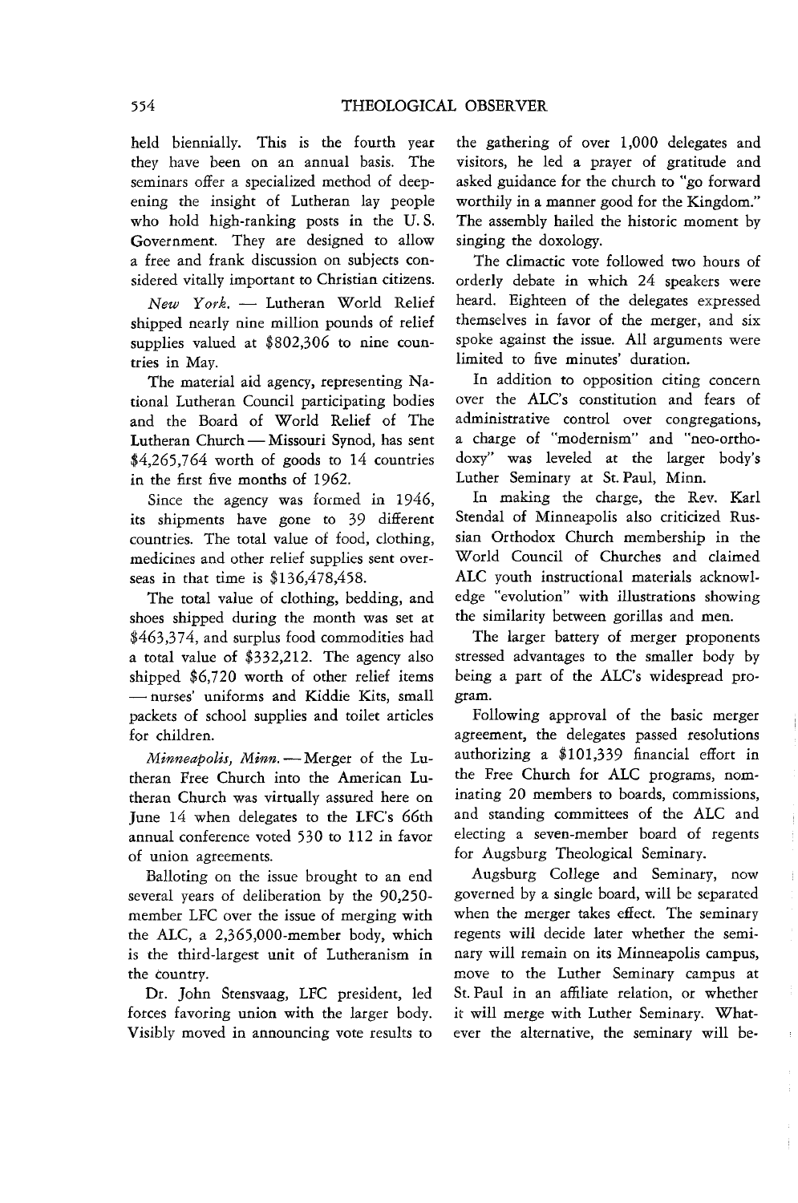held biennially. This is the fourth year they have been on an annual basis. The seminars offer a specialized method of deepening the insight of Lutheran lay people who hold high-ranking posts in the U. S. Government. They are designed to allow a free and frank discussion on subjects considered vitally important to Christian citizens.

*New York.* — Lutheran World Relief shipped nearly nine million pounds of relief supplies valued at $802,306 to nine countries in May.

The material aid agency, representing National Lutheran Council participating bodies and the Board of World Relief of The Lutheran Church — Missouri Synod, has sent $4,265,764 worth of goods to 14 countries in the first five months of 1962.

Since the agency was formed in 1946, its shipments have gone to 39 different countries. The total value of food, clothing, medicines and other relief supplies sent overseas in that time is $136,478,458.

The total value of clothing, bedding, and shoes shipped during the month was set at $463,374, and surplus food commodities had a total value of $332,212. The agency also shipped $6,720 worth of other relief items — nurses' uniforms and Kiddie Kits, small packets of school supplies and toilet articles for children.

*Minneapolis, Minn.* — Merger of the Lutheran Free Church into the American Lutheran Church was virtually assured here on June 14 when delegates to the LFC's 66th annual conference voted 530 to 112 in favor of union agreements.

Balloting on the issue brought to an end several years of deliberation by the 90,250-member LFC over the issue of merging with the ALC, a 2,365,000-member body, which is the third-largest unit of Lutheranism in the country.

Dr. John Stensvaag, LFC president, led forces favoring union with the larger body. Visibly moved in announcing vote results to the gathering of over 1,000 delegates and visitors, he led a prayer of gratitude and asked guidance for the church to "go forward worthily in a manner good for the Kingdom." The assembly hailed the historic moment by singing the doxology.

The climactic vote followed two hours of orderly debate in which 24 speakers were heard. Eighteen of the delegates expressed themselves in favor of the merger, and six spoke against the issue. All arguments were limited to five minutes' duration.

In addition to opposition citing concern over the ALC's constitution and fears of administrative control over congregations, a charge of "modernism" and "neo-orthodoxy" was leveled at the larger body's Luther Seminary at St. Paul, Minn.

In making the charge, the Rev. Karl Stendal of Minneapolis also criticized Russian Orthodox Church membership in the World Council of Churches and claimed ALC youth instructional materials acknowledge "evolution" with illustrations showing the similarity between gorillas and men.

The larger battery of merger proponents stressed advantages to the smaller body by being a part of the ALC's widespread program.

Following approval of the basic merger agreement, the delegates passed resolutions authorizing a $101,339 financial effort in the Free Church for ALC programs, nominating 20 members to boards, commissions, and standing committees of the ALC and electing a seven-member board of regents for Augsburg Theological Seminary.

Augsburg College and Seminary, now governed by a single board, will be separated when the merger takes effect. The seminary regents will decide later whether the seminary will remain on its Minneapolis campus, move to the Luther Seminary campus at St. Paul in an affiliate relation, or whether it will merge with Luther Seminary. Whatever the alternative, the seminary will be-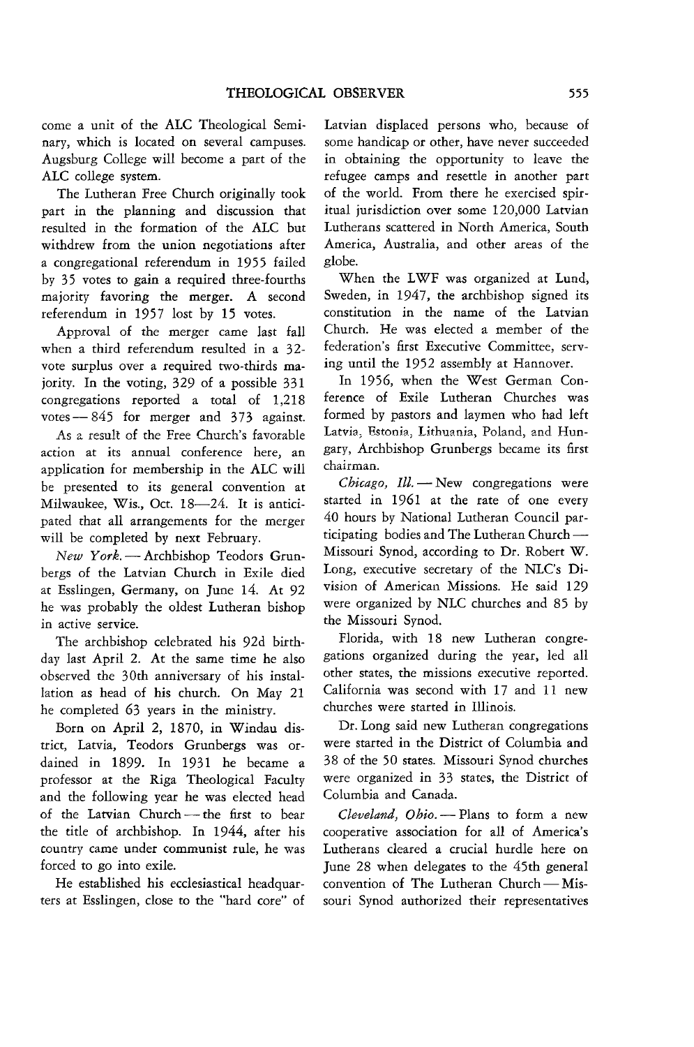come a unit of the ALC Theological Seminary, which is located on several campuses. Augsburg College will become a part of the ALC college system.

The Lutheran Free Church originally took part in the planning and discussion that resulted in the formation of the ALC but withdrew from the union negotiations after a congregational referendum in 1955 failed by 35 votes to gain a required three-fourths majority favoring the merger. A second referendum in 1957 lost by 15 votes.

Approval of the merger came last fall when a third referendum resulted in a 32-vote surplus over a required two-thirds majority. In the voting, 329 of a possible 331 congregations reported a total of 1,218 votes — 845 for merger and 373 against.

As a result of the Free Church's favorable action at its annual conference here, an application for membership in the ALC will be presented to its general convention at Milwaukee, Wis., Oct. 18—24. It is anticipated that all arrangements for the merger will be completed by next February.

*New York.* — Archbishop Teodors Grunbergs of the Latvian Church in Exile died at Esslingen, Germany, on June 14. At 92 he was probably the oldest Lutheran bishop in active service.

The archbishop celebrated his 92d birthday last April 2. At the same time he also observed the 30th anniversary of his installation as head of his church. On May 21 he completed 63 years in the ministry.

Born on April 2, 1870, in Windau district, Latvia, Teodors Grunbergs was ordained in 1899. In 1931 he became a professor at the Riga Theological Faculty and the following year he was elected head of the Latvian Church — the first to bear the title of archbishop. In 1944, after his country came under communist rule, he was forced to go into exile.

He established his ecclesiastical headquarters at Esslingen, close to the "hard core" of Latvian displaced persons who, because of some handicap or other, have never succeeded in obtaining the opportunity to leave the refugee camps and resettle in another part of the world. From there he exercised spiritual jurisdiction over some 120,000 Latvian Lutherans scattered in North America, South America, Australia, and other areas of the globe.

When the LWF was organized at Lund, Sweden, in 1947, the archbishop signed its constitution in the name of the Latvian Church. He was elected a member of the federation's first Executive Committee, serving until the 1952 assembly at Hannover.

In 1956, when the West German Conference of Exile Lutheran Churches was formed by pastors and laymen who had left Latvia, Estonia, Lithuania, Poland, and Hungary, Archbishop Grunbergs became its first chairman.

*Chicago, Ill.* — New congregations were started in 1961 at the rate of one every 40 hours by National Lutheran Council participating bodies and The Lutheran Church — Missouri Synod, according to Dr. Robert W. Long, executive secretary of the NLC's Division of American Missions. He said 129 were organized by NLC churches and 85 by the Missouri Synod.

Florida, with 18 new Lutheran congregations organized during the year, led all other states, the missions executive reported. California was second with 17 and 11 new churches were started in Illinois.

Dr. Long said new Lutheran congregations were started in the District of Columbia and 38 of the 50 states. Missouri Synod churches were organized in 33 states, the District of Columbia and Canada.

*Cleveland, Ohio.* — Plans to form a new cooperative association for all of America's Lutherans cleared a crucial hurdle here on June 28 when delegates to the 45th general convention of The Lutheran Church — Missouri Synod authorized their representatives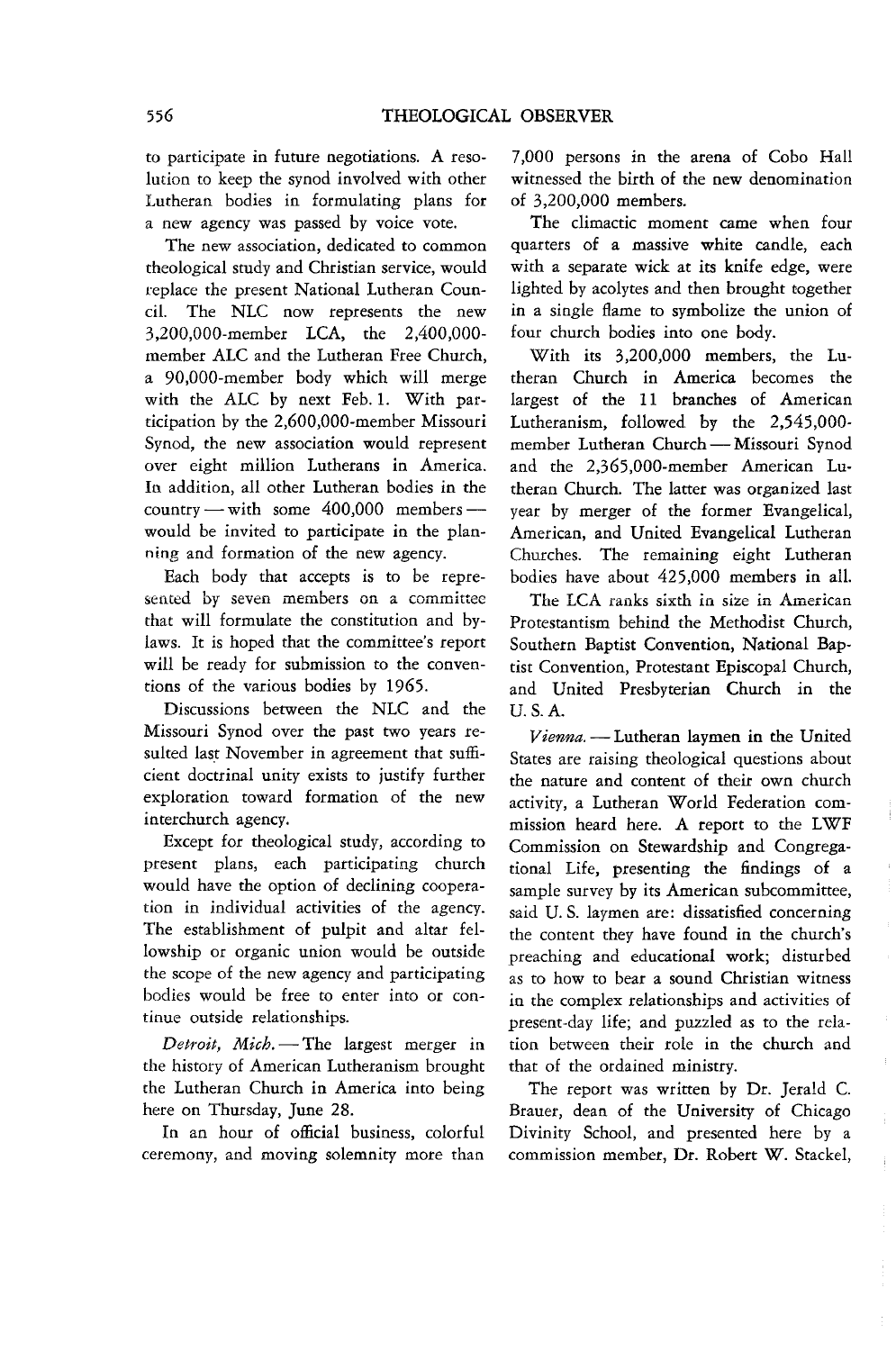to participate in future negotiations. A resolution to keep the synod involved with other Lutheran bodies in formulating plans for a new agency was passed by voice vote.

The new association, dedicated to common theological study and Christian service, would replace the present National Lutheran Council. The NLC now represents the new 3,200,000-member LCA, the 2,400,000-member ALC and the Lutheran Free Church, a 90,000-member body which will merge with the ALC by next Feb. 1. With participation by the 2,600,000-member Missouri Synod, the new association would represent over eight million Lutherans in America. In addition, all other Lutheran bodies in the country — with some 400,000 members — would be invited to participate in the planning and formation of the new agency.

Each body that accepts is to be represented by seven members on a committee that will formulate the constitution and bylaws. It is hoped that the committee's report will be ready for submission to the conventions of the various bodies by 1965.

Discussions between the NLC and the Missouri Synod over the past two years resulted last November in agreement that sufficient doctrinal unity exists to justify further exploration toward formation of the new interchurch agency.

Except for theological study, according to present plans, each participating church would have the option of declining cooperation in individual activities of the agency. The establishment of pulpit and altar fellowship or organic union would be outside the scope of the new agency and participating bodies would be free to enter into or continue outside relationships.

*Detroit, Mich.* — The largest merger in the history of American Lutheranism brought the Lutheran Church in America into being here on Thursday, June 28.

In an hour of official business, colorful ceremony, and moving solemnity more than 7,000 persons in the arena of Cobo Hall witnessed the birth of the new denomination of 3,200,000 members.

The climactic moment came when four quarters of a massive white candle, each with a separate wick at its knife edge, were lighted by acolytes and then brought together in a single flame to symbolize the union of four church bodies into one body.

With its 3,200,000 members, the Lutheran Church in America becomes the largest of the 11 branches of American Lutheranism, followed by the 2,545,000-member Lutheran Church — Missouri Synod and the 2,365,000-member American Lutheran Church. The latter was organized last year by merger of the former Evangelical, American, and United Evangelical Lutheran Churches. The remaining eight Lutheran bodies have about 425,000 members in all.

The LCA ranks sixth in size in American Protestantism behind the Methodist Church, Southern Baptist Convention, National Baptist Convention, Protestant Episcopal Church, and United Presbyterian Church in the U. S. A.

*Vienna.* — Lutheran laymen in the United States are raising theological questions about the nature and content of their own church activity, a Lutheran World Federation commission heard here. A report to the LWF Commission on Stewardship and Congregational Life, presenting the findings of a sample survey by its American subcommittee, said U. S. laymen are: dissatisfied concerning the content they have found in the church's preaching and educational work; disturbed as to how to bear a sound Christian witness in the complex relationships and activities of present-day life; and puzzled as to the relation between their role in the church and that of the ordained ministry.

The report was written by Dr. Jerald C. Brauer, dean of the University of Chicago Divinity School, and presented here by a commission member, Dr. Robert W. Stackel,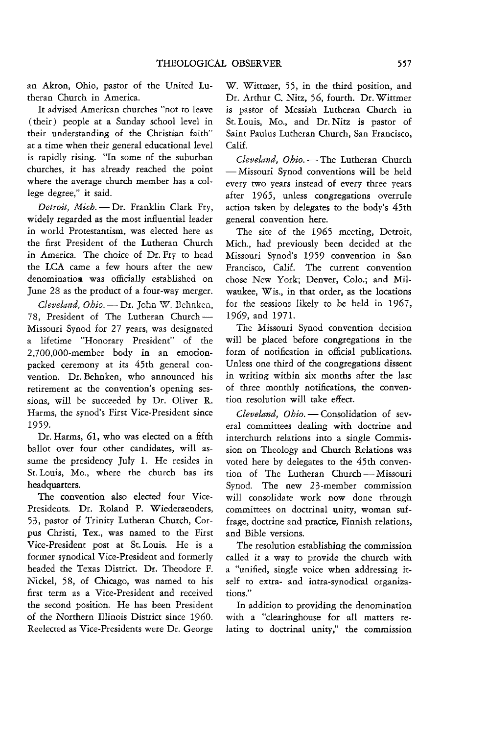an Akron, Ohio, pastor of the United Lutheran Church in America.

It advised American churches "not to leave (their) people at a Sunday school level in their understanding of the Christian faith" at a time when their general educational level is rapidly rising. "In some of the suburban churches, it has already reached the point where the average church member has a college degree," it said.

*Detroit, Mich.* — Dr. Franklin Clark Fry, widely regarded as the most influential leader in world Protestantism, was elected here as the first President of the Lutheran Church in America. The choice of Dr. Fry to head the LCA came a few hours after the new denomination was officially established on June 28 as the product of a four-way merger.

*Cleveland, Ohio.* — Dr. John W. Behnken, 78, President of The Lutheran Church — Missouri Synod for 27 years, was designated a lifetime "Honorary President" of the 2,700,000-member body in an emotion-packed ceremony at its 45th general convention. Dr. Behnken, who announced his retirement at the convention's opening sessions, will be succeeded by Dr. Oliver R. Harms, the synod's First Vice-President since 1959.

Dr. Harms, 61, who was elected on a fifth ballot over four other candidates, will assume the presidency July 1. He resides in St. Louis, Mo., where the church has its headquarters.

The convention also elected four Vice-Presidents. Dr. Roland P. Wiederaenders, 53, pastor of Trinity Lutheran Church, Corpus Christi, Tex., was named to the First Vice-President post at St. Louis. He is a former synodical Vice-President and formerly headed the Texas District. Dr. Theodore F. Nickel, 58, of Chicago, was named to his first term as a Vice-President and received the second position. He has been President of the Northern Illinois District since 1960. Reelected as Vice-Presidents were Dr. George W. Wittmer, 55, in the third position, and Dr. Arthur C. Nitz, 56, fourth. Dr. Wittmer is pastor of Messiah Lutheran Church in St. Louis, Mo., and Dr. Nitz is pastor of Saint Paulus Lutheran Church, San Francisco, Calif.

*Cleveland, Ohio.* — The Lutheran Church — Missouri Synod conventions will be held every two years instead of every three years after 1965, unless congregations overrule action taken by delegates to the body's 45th general convention here.

The site of the 1965 meeting, Detroit, Mich., had previously been decided at the Missouri Synod's 1959 convention in San Francisco, Calif. The current convention chose New York; Denver, Colo.; and Milwaukee, Wis., in that order, as the locations for the sessions likely to be held in 1967, 1969, and 1971.

The Missouri Synod convention decision will be placed before congregations in the form of notification in official publications. Unless one third of the congregations dissent in writing within six months after the last of three monthly notifications, the convention resolution will take effect.

*Cleveland, Ohio.* — Consolidation of several committees dealing with doctrine and interchurch relations into a single Commission on Theology and Church Relations was voted here by delegates to the 45th convention of The Lutheran Church — Missouri Synod. The new 23-member commission will consolidate work now done through committees on doctrinal unity, woman suffrage, doctrine and practice, Finnish relations, and Bible versions.

The resolution establishing the commission called it a way to provide the church with a "unified, single voice when addressing itself to extra- and intra-synodical organizations."

In addition to providing the denomination with a "clearinghouse for all matters relating to doctrinal unity," the commission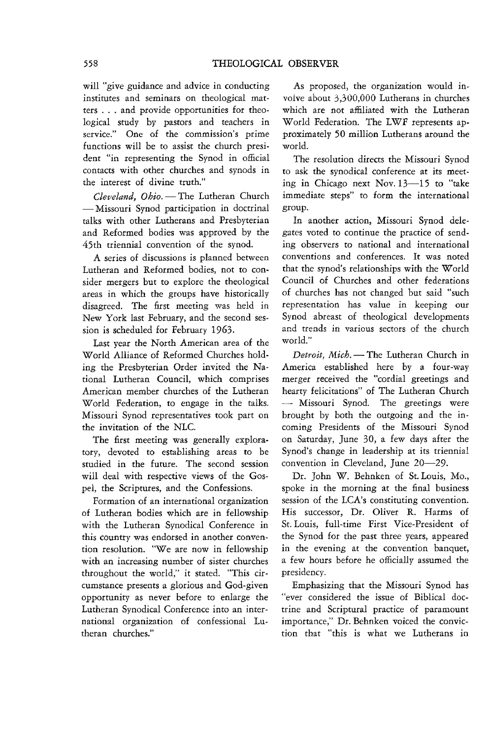will "give guidance and advice in conducting institutes and seminars on theological matters . . . and provide opportunities for theological study by pastors and teachers in service." One of the commission's prime functions will be to assist the church president "in representing the Synod in official contacts with other churches and synods in the interest of divine truth."

*Cleveland, Ohio.* — The Lutheran Church — Missouri Synod participation in doctrinal talks with other Lutherans and Presbyterian and Reformed bodies was approved by the 45th triennial convention of the synod.

A series of discussions is planned between Lutheran and Reformed bodies, not to consider mergers but to explore the theological areas in which the groups have historically disagreed. The first meeting was held in New York last February, and the second session is scheduled for February 1963.

Last year the North American area of the World Alliance of Reformed Churches holding the Presbyterian Order invited the National Lutheran Council, which comprises American member churches of the Lutheran World Federation, to engage in the talks. Missouri Synod representatives took part on the invitation of the NLC.

The first meeting was generally exploratory, devoted to establishing areas to be studied in the future. The second session will deal with respective views of the Gospel, the Scriptures, and the Confessions.

Formation of an international organization of Lutheran bodies which are in fellowship with the Lutheran Synodical Conference in this country was endorsed in another convention resolution. "We are now in fellowship with an increasing number of sister churches throughout the world," it stated. "This circumstance presents a glorious and God-given opportunity as never before to enlarge the Lutheran Synodical Conference into an international organization of confessional Lutheran churches."

As proposed, the organization would involve about 3,300,000 Lutherans in churches which are not affiliated with the Lutheran World Federation. The LWF represents approximately 50 million Lutherans around the world.

The resolution directs the Missouri Synod to ask the synodical conference at its meeting in Chicago next Nov. 13—15 to "take immediate steps" to form the international group.

In another action, Missouri Synod delegates voted to continue the practice of sending observers to national and international conventions and conferences. It was noted that the synod's relationships with the World Council of Churches and other federations of churches has not changed but said "such representation has value in keeping our Synod abreast of theological developments and trends in various sectors of the church world."

*Detroit, Mich.* — The Lutheran Church in America established here by a four-way merger received the "cordial greetings and hearty felicitations" of The Lutheran Church — Missouri Synod. The greetings were brought by both the outgoing and the incoming Presidents of the Missouri Synod on Saturday, June 30, a few days after the Synod's change in leadership at its triennial convention in Cleveland, June 20—29.

Dr. John W. Behnken of St. Louis, Mo., spoke in the morning at the final business session of the LCA's constituting convention. His successor, Dr. Oliver R. Harms of St. Louis, full-time First Vice-President of the Synod for the past three years, appeared in the evening at the convention banquet, a few hours before he officially assumed the presidency.

Emphasizing that the Missouri Synod has "ever considered the issue of Biblical doctrine and Scriptural practice of paramount importance," Dr. Behnken voiced the conviction that "this is what we Lutherans in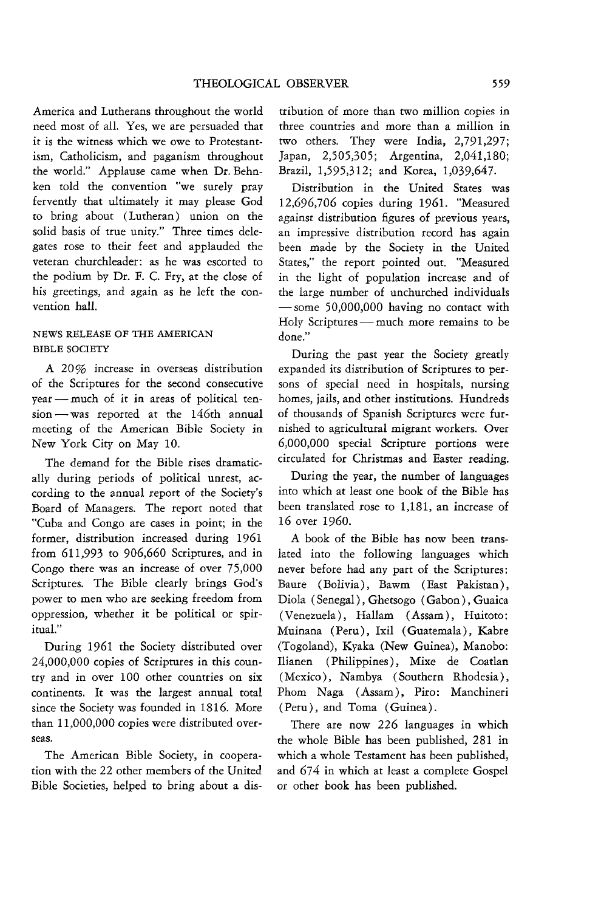America and Lutherans throughout the world need most of all. Yes, we are persuaded that it is the witness which we owe to Protestantism, Catholicism, and paganism throughout the world." Applause came when Dr. Behnken told the convention "we surely pray fervently that ultimately it may please God to bring about (Lutheran) union on the solid basis of true unity." Three times delegates rose to their feet and applauded the veteran churchleader: as he was escorted to the podium by Dr. F. C. Fry, at the close of his greetings, and again as he left the convention hall.

### NEWS RELEASE OF THE AMERICAN BIBLE SOCIETY

A 20% increase in overseas distribution of the Scriptures for the second consecutive year — much of it in areas of political tension — was reported at the 146th annual meeting of the American Bible Society in New York City on May 10.

The demand for the Bible rises dramatically during periods of political unrest, according to the annual report of the Society's Board of Managers. The report noted that "Cuba and Congo are cases in point; in the former, distribution increased during 1961 from 611,993 to 906,660 Scriptures, and in Congo there was an increase of over 75,000 Scriptures. The Bible clearly brings God's power to men who are seeking freedom from oppression, whether it be political or spiritual."

During 1961 the Society distributed over 24,000,000 copies of Scriptures in this country and in over 100 other countries on six continents. It was the largest annual total since the Society was founded in 1816. More than 11,000,000 copies were distributed overseas.

The American Bible Society, in cooperation with the 22 other members of the United Bible Societies, helped to bring about a distribution of more than two million copies in three countries and more than a million in two others. They were India, 2,791,297; Japan, 2,505,305; Argentina, 2,041,180; Brazil, 1,595,312; and Korea, 1,039,647.

Distribution in the United States was 12,696,706 copies during 1961. "Measured against distribution figures of previous years, an impressive distribution record has again been made by the Society in the United States," the report pointed out. "Measured in the light of population increase and of the large number of unchurched individuals — some 50,000,000 having no contact with Holy Scriptures — much more remains to be done."

During the past year the Society greatly expanded its distribution of Scriptures to persons of special need in hospitals, nursing homes, jails, and other institutions. Hundreds of thousands of Spanish Scriptures were furnished to agricultural migrant workers. Over 6,000,000 special Scripture portions were circulated for Christmas and Easter reading.

During the year, the number of languages into which at least one book of the Bible has been translated rose to 1,181, an increase of 16 over 1960.

A book of the Bible has now been translated into the following languages which never before had any part of the Scriptures: Baure (Bolivia), Bawm (East Pakistan), Diola (Senegal), Ghetsogo (Gabon), Guaica (Venezuela), Hallam (Assam), Huitoto: Muinana (Peru), Ixil (Guatemala), Kabre (Togoland), Kyaka (New Guinea), Manobo: Ilianen (Philippines), Mixe de Coatlan (Mexico), Nambya (Southern Rhodesia), Phom Naga (Assam), Piro: Manchineri (Peru), and Toma (Guinea).

There are now 226 languages in which the whole Bible has been published, 281 in which a whole Testament has been published, and 674 in which at least a complete Gospel or other book has been published.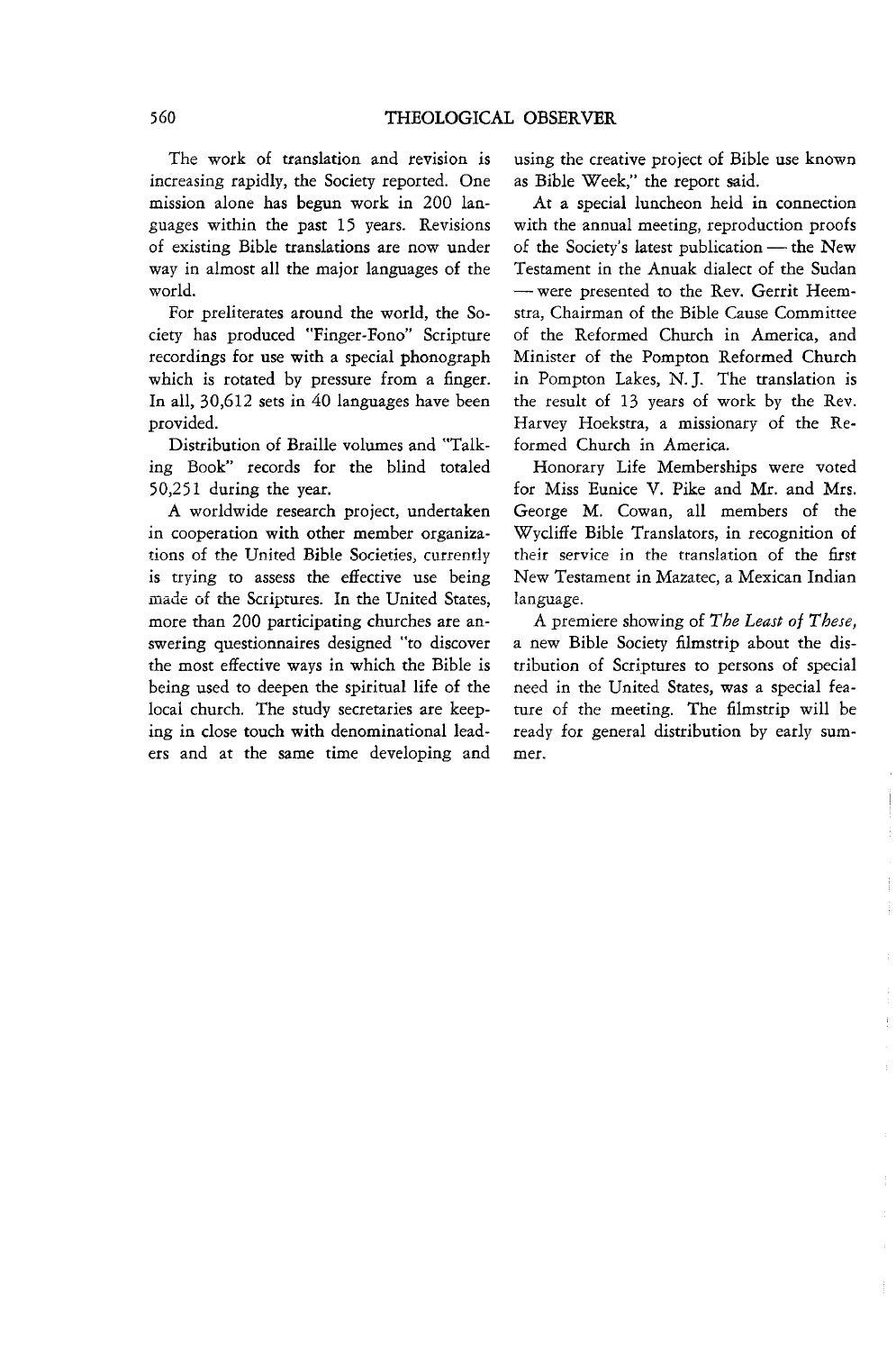The work of translation and revision is increasing rapidly, the Society reported. One mission alone has begun work in 200 languages within the past 15 years. Revisions of existing Bible translations are now under way in almost all the major languages of the world.

For preliterates around the world, the Society has produced "Finger-Fono" Scripture recordings for use with a special phonograph which is rotated by pressure from a finger. In all, 30,612 sets in 40 languages have been provided.

Distribution of Braille volumes and "Talking Book" records for the blind totaled 50,251 during the year.

A worldwide research project, undertaken in cooperation with other member organizations of the United Bible Societies, currently is trying to assess the effective use being made of the Scriptures. In the United States, more than 200 participating churches are answering questionnaires designed "to discover the most effective ways in which the Bible is being used to deepen the spiritual life of the local church. The study secretaries are keeping in close touch with denominational leaders and at the same time developing and using the creative project of Bible use known as Bible Week," the report said.

At a special luncheon held in connection with the annual meeting, reproduction proofs of the Society's latest publication — the New Testament in the Anuak dialect of the Sudan — were presented to the Rev. Gerrit Heemstra, Chairman of the Bible Cause Committee of the Reformed Church in America, and Minister of the Pompton Reformed Church in Pompton Lakes, N. J. The translation is the result of 13 years of work by the Rev. Harvey Hoekstra, a missionary of the Reformed Church in America.

Honorary Life Memberships were voted for Miss Eunice V. Pike and Mr. and Mrs. George M. Cowan, all members of the Wycliffe Bible Translators, in recognition of their service in the translation of the first New Testament in Mazatec, a Mexican Indian language.

A premiere showing of *The Least of These*, a new Bible Society filmstrip about the distribution of Scriptures to persons of special need in the United States, was a special feature of the meeting. The filmstrip will be ready for general distribution by early summer.